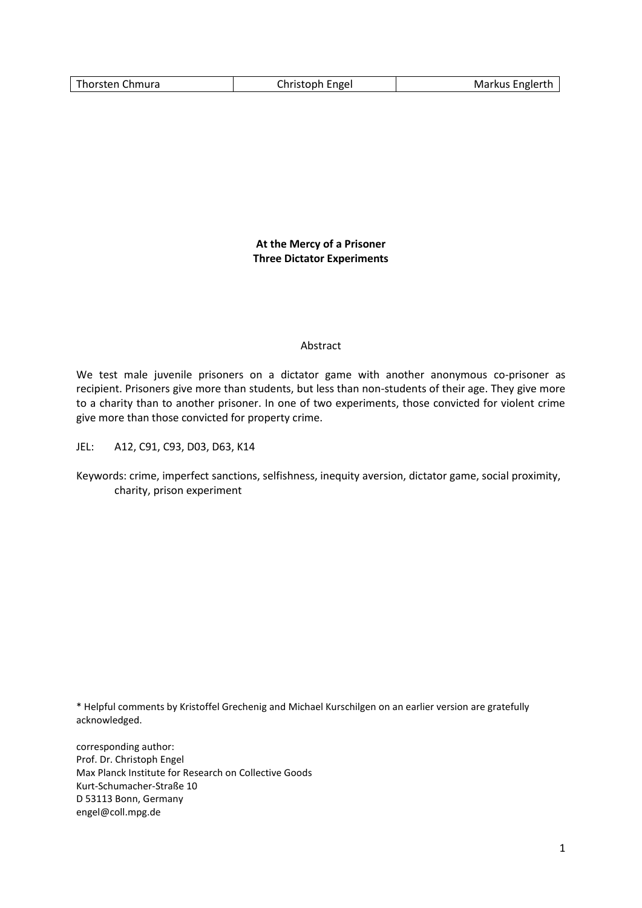| Thorsten Chmura | Christoph Engel | Markus Englerth |
|---|---|---|

# At the Mercy of a Prisoner
# Three Dictator Experiments

Abstract

We test male juvenile prisoners on a dictator game with another anonymous co-prisoner as recipient. Prisoners give more than students, but less than non-students of their age. They give more to a charity than to another prisoner. In one of two experiments, those convicted for violent crime give more than those convicted for property crime.

JEL: A12, C91, C93, D03, D63, K14

Keywords: crime, imperfect sanctions, selfishness, inequity aversion, dictator game, social proximity, charity, prison experiment

\* Helpful comments by Kristoffel Grechenig and Michael Kurschilgen on an earlier version are gratefully acknowledged.

corresponding author:
Prof. Dr. Christoph Engel
Max Planck Institute for Research on Collective Goods
Kurt-Schumacher-Straße 10
D 53113 Bonn, Germany
engel@coll.mpg.de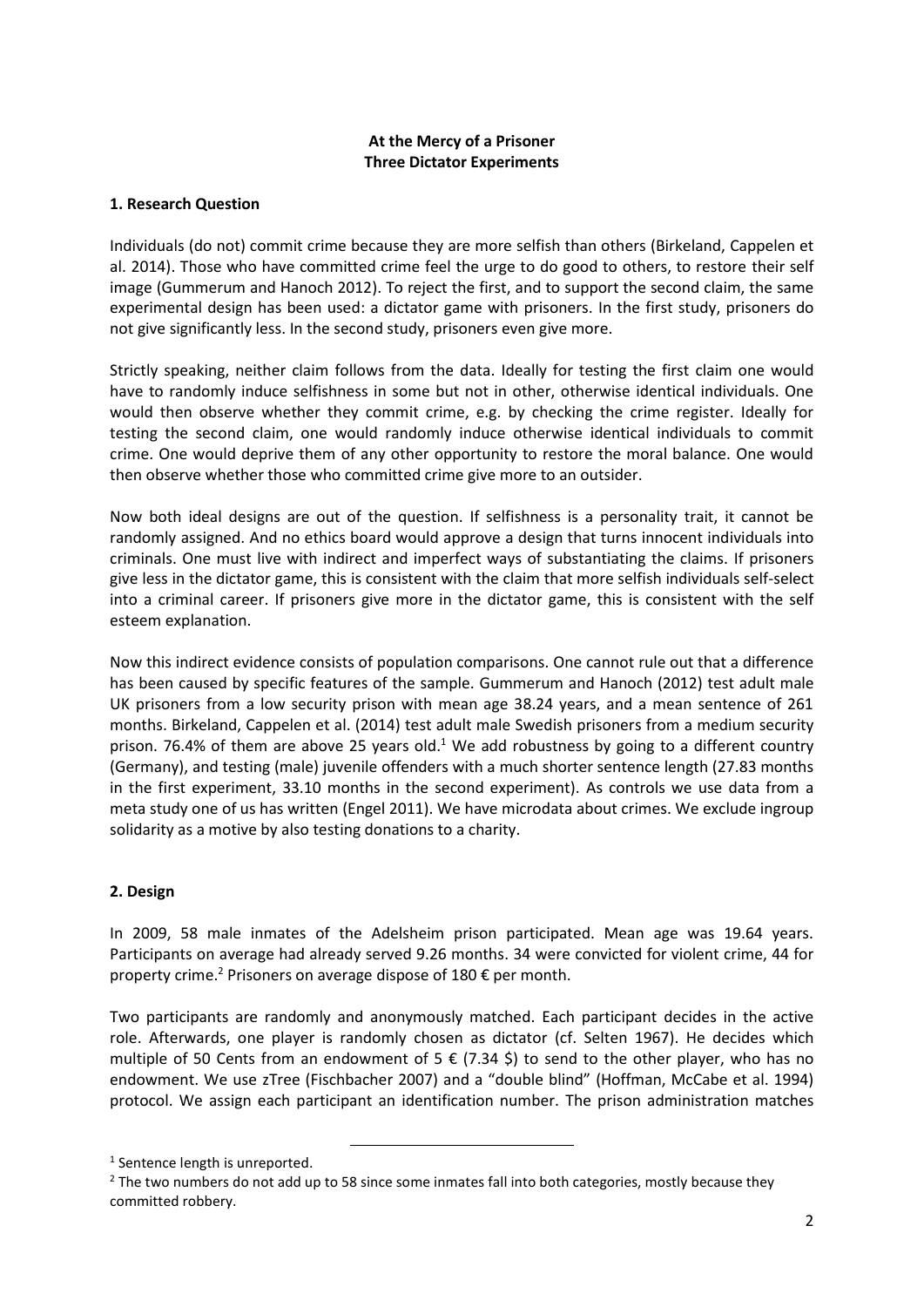**At the Mercy of a Prisoner**
**Three Dictator Experiments**

## 1. Research Question

Individuals (do not) commit crime because they are more selfish than others (Birkeland, Cappelen et al. 2014). Those who have committed crime feel the urge to do good to others, to restore their self image (Gummerum and Hanoch 2012). To reject the first, and to support the second claim, the same experimental design has been used: a dictator game with prisoners. In the first study, prisoners do not give significantly less. In the second study, prisoners even give more.

Strictly speaking, neither claim follows from the data. Ideally for testing the first claim one would have to randomly induce selfishness in some but not in other, otherwise identical individuals. One would then observe whether they commit crime, e.g. by checking the crime register. Ideally for testing the second claim, one would randomly induce otherwise identical individuals to commit crime. One would deprive them of any other opportunity to restore the moral balance. One would then observe whether those who committed crime give more to an outsider.

Now both ideal designs are out of the question. If selfishness is a personality trait, it cannot be randomly assigned. And no ethics board would approve a design that turns innocent individuals into criminals. One must live with indirect and imperfect ways of substantiating the claims. If prisoners give less in the dictator game, this is consistent with the claim that more selfish individuals self-select into a criminal career. If prisoners give more in the dictator game, this is consistent with the self esteem explanation.

Now this indirect evidence consists of population comparisons. One cannot rule out that a difference has been caused by specific features of the sample. Gummerum and Hanoch (2012) test adult male UK prisoners from a low security prison with mean age 38.24 years, and a mean sentence of 261 months. Birkeland, Cappelen et al. (2014) test adult male Swedish prisoners from a medium security prison. 76.4% of them are above 25 years old.[1] We add robustness by going to a different country (Germany), and testing (male) juvenile offenders with a much shorter sentence length (27.83 months in the first experiment, 33.10 months in the second experiment). As controls we use data from a meta study one of us has written (Engel 2011). We have microdata about crimes. We exclude ingroup solidarity as a motive by also testing donations to a charity.

## 2. Design

In 2009, 58 male inmates of the Adelsheim prison participated. Mean age was 19.64 years. Participants on average had already served 9.26 months. 34 were convicted for violent crime, 44 for property crime.[2] Prisoners on average dispose of 180 € per month.

Two participants are randomly and anonymously matched. Each participant decides in the active role. Afterwards, one player is randomly chosen as dictator (cf. Selten 1967). He decides which multiple of 50 Cents from an endowment of 5 € (7.34 $) to send to the other player, who has no endowment. We use zTree (Fischbacher 2007) and a "double blind" (Hoffman, McCabe et al. 1994) protocol. We assign each participant an identification number. The prison administration matches

---

[1] Sentence length is unreported.

[2] The two numbers do not add up to 58 since some inmates fall into both categories, mostly because they committed robbery.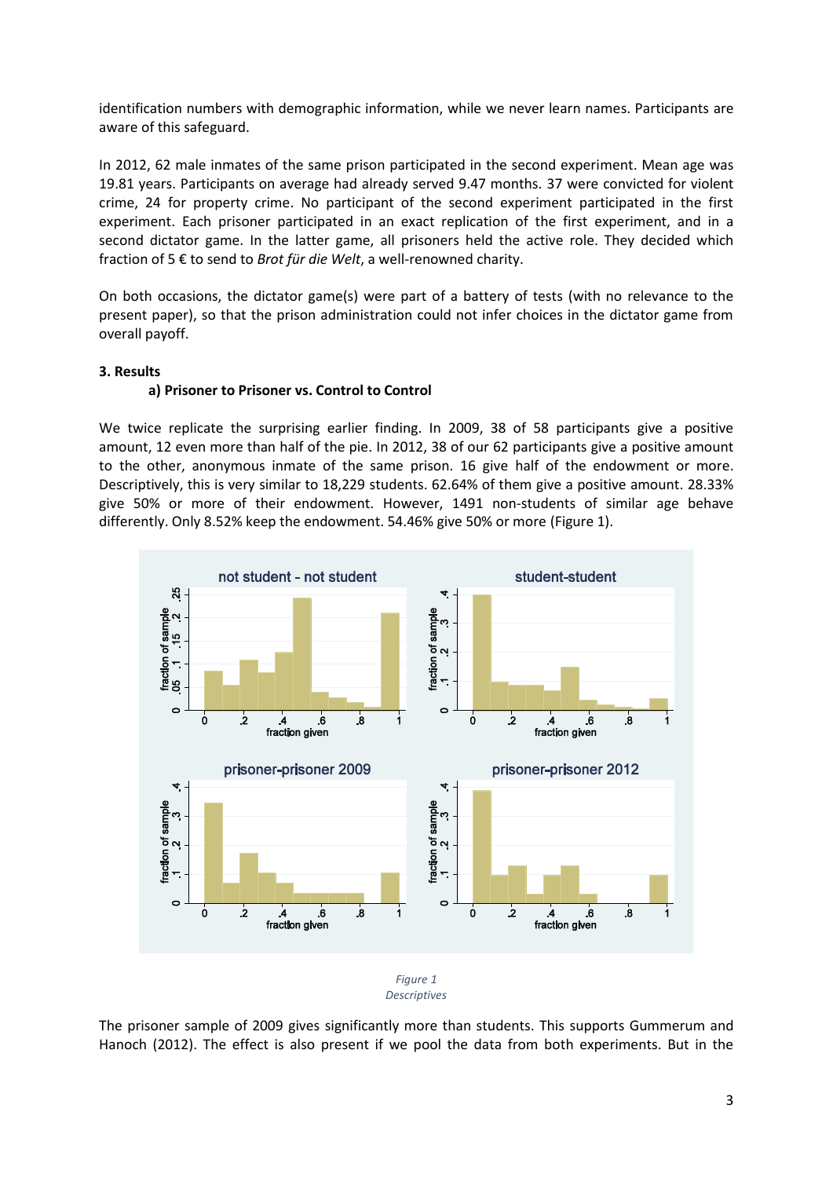identification numbers with demographic information, while we never learn names. Participants are aware of this safeguard.

In 2012, 62 male inmates of the same prison participated in the second experiment. Mean age was 19.81 years. Participants on average had already served 9.47 months. 37 were convicted for violent crime, 24 for property crime. No participant of the second experiment participated in the first experiment. Each prisoner participated in an exact replication of the first experiment, and in a second dictator game. In the latter game, all prisoners held the active role. They decided which fraction of 5 € to send to *Brot für die Welt*, a well-renowned charity.

On both occasions, the dictator game(s) were part of a battery of tests (with no relevance to the present paper), so that the prison administration could not infer choices in the dictator game from overall payoff.

## 3. Results

### a) Prisoner to Prisoner vs. Control to Control

We twice replicate the surprising earlier finding. In 2009, 38 of 58 participants give a positive amount, 12 even more than half of the pie. In 2012, 38 of our 62 participants give a positive amount to the other, anonymous inmate of the same prison. 16 give half of the endowment or more. Descriptively, this is very similar to 18,229 students. 62.64% of them give a positive amount. 28.33% give 50% or more of their endowment. However, 1491 non-students of similar age behave differently. Only 8.52% keep the endowment. 54.46% give 50% or more (Figure 1).

*Figure 1*
*Descriptives*

The prisoner sample of 2009 gives significantly more than students. This supports Gummerum and Hanoch (2012). The effect is also present if we pool the data from both experiments. But in the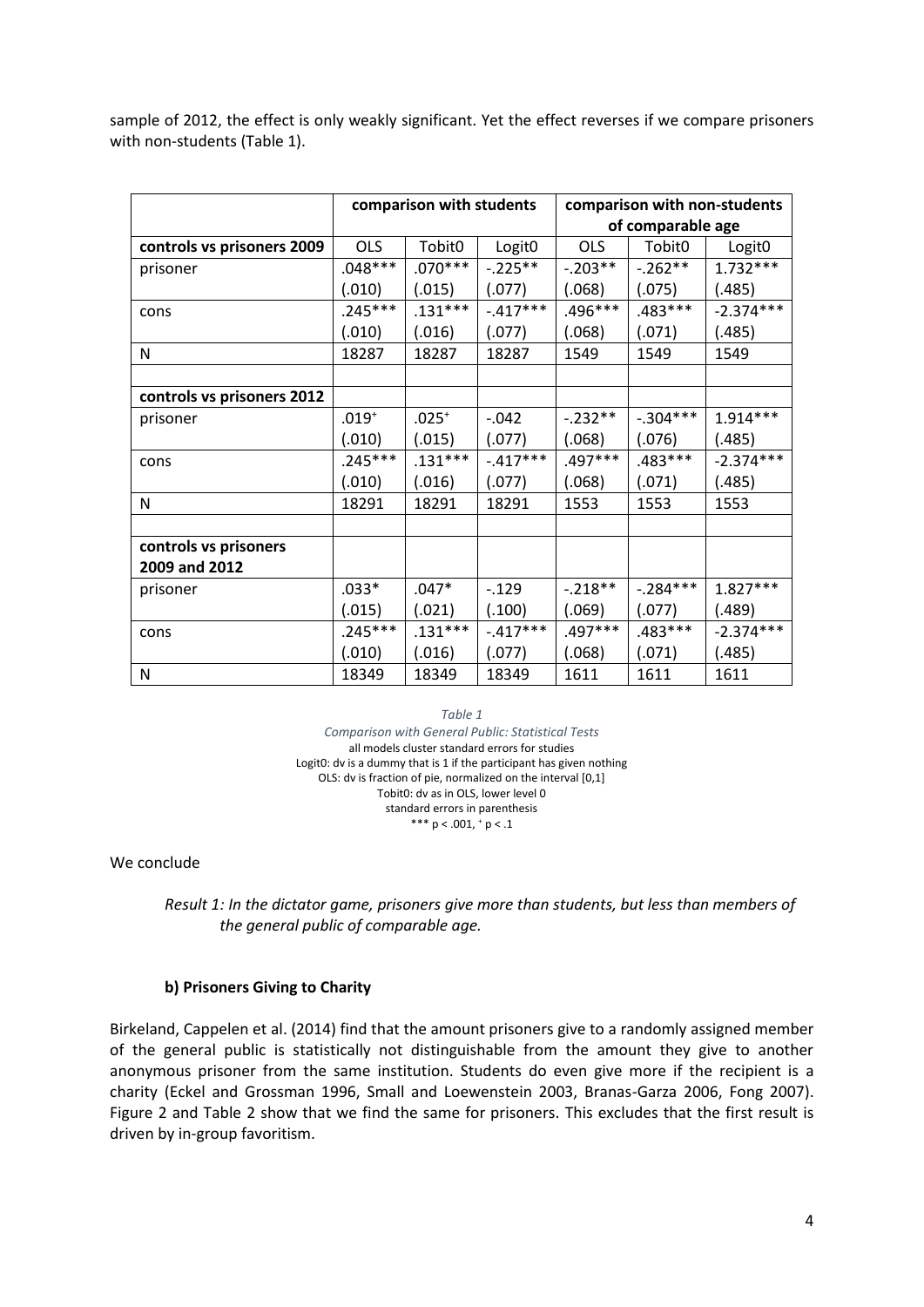sample of 2012, the effect is only weakly significant. Yet the effect reverses if we compare prisoners with non-students (Table 1).

| | comparison with students | | | comparison with non-students of comparable age | | |
|---|---|---|---|---|---|---|
| **controls vs prisoners 2009** | OLS | Tobit0 | Logit0 | OLS | Tobit0 | Logit0 |
| prisoner | .048*** | .070*** | -.225** | -.203** | -.262** | 1.732*** |
| | (.010) | (.015) | (.077) | (.068) | (.075) | (.485) |
| cons | .245*** | .131*** | -.417*** | .496*** | .483*** | -2.374*** |
| | (.010) | (.016) | (.077) | (.068) | (.071) | (.485) |
| N | 18287 | 18287 | 18287 | 1549 | 1549 | 1549 |
| | | | | | | |
| **controls vs prisoners 2012** | | | | | | |
| prisoner | .019$^{+}$ | .025$^{+}$ | -.042 | -.232** | -.304*** | 1.914*** |
| | (.010) | (.015) | (.077) | (.068) | (.076) | (.485) |
| cons | .245*** | .131*** | -.417*** | .497*** | .483*** | -2.374*** |
| | (.010) | (.016) | (.077) | (.068) | (.071) | (.485) |
| N | 18291 | 18291 | 18291 | 1553 | 1553 | 1553 |
| | | | | | | |
| **controls vs prisoners 2009 and 2012** | | | | | | |
| prisoner | .033* | .047* | -.129 | -.218** | -.284*** | 1.827*** |
| | (.015) | (.021) | (.100) | (.069) | (.077) | (.489) |
| cons | .245*** | .131*** | -.417*** | .497*** | .483*** | -2.374*** |
| | (.010) | (.016) | (.077) | (.068) | (.071) | (.485) |
| N | 18349 | 18349 | 18349 | 1611 | 1611 | 1611 |

*Table 1*

*Comparison with General Public: Statistical Tests*

all models cluster standard errors for studies

Logit0: dv is a dummy that is 1 if the participant has given nothing

OLS: dv is fraction of pie, normalized on the interval [0,1]

Tobit0: dv as in OLS, lower level 0

standard errors in parenthesis

*** $p < .001$, $^{+}$ $p < .1$

We conclude

*Result 1: In the dictator game, prisoners give more than students, but less than members of the general public of comparable age.*

### b) Prisoners Giving to Charity

Birkeland, Cappelen et al. (2014) find that the amount prisoners give to a randomly assigned member of the general public is statistically not distinguishable from the amount they give to another anonymous prisoner from the same institution. Students do even give more if the recipient is a charity (Eckel and Grossman 1996, Small and Loewenstein 2003, Branas-Garza 2006, Fong 2007). Figure 2 and Table 2 show that we find the same for prisoners. This excludes that the first result is driven by in-group favoritism.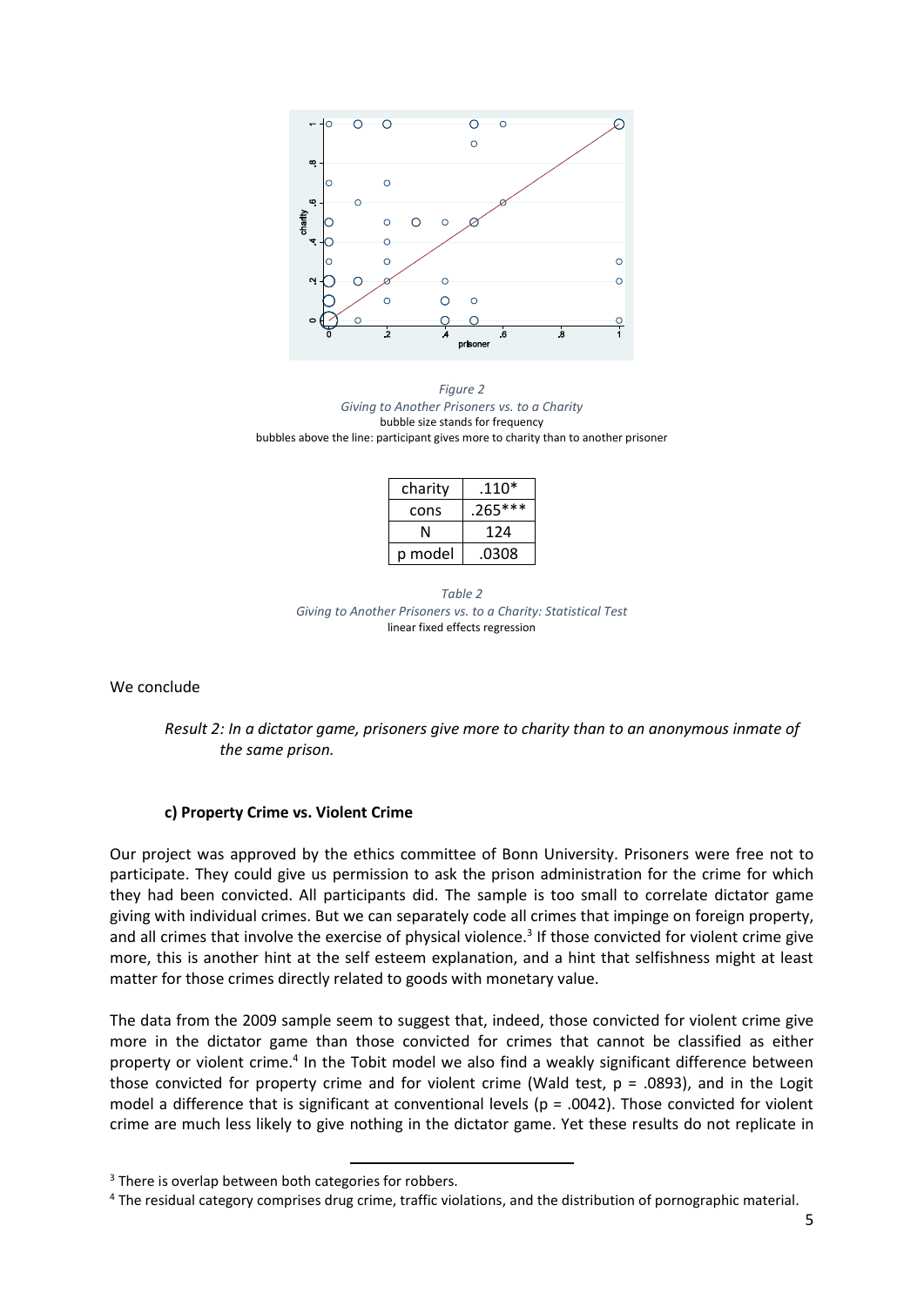*Figure 2*
*Giving to Another Prisoners vs. to a Charity*
bubble size stands for frequency
bubbles above the line: participant gives more to charity than to another prisoner

| charity | .110* |
|---|---|
| cons | .265*** |
| N | 124 |
| p model | .0308 |

*Table 2*
*Giving to Another Prisoners vs. to a Charity: Statistical Test*
linear fixed effects regression

We conclude

> *Result 2: In a dictator game, prisoners give more to charity than to an anonymous inmate of the same prison.*

#### c) Property Crime vs. Violent Crime

Our project was approved by the ethics committee of Bonn University. Prisoners were free not to participate. They could give us permission to ask the prison administration for the crime for which they had been convicted. All participants did. The sample is too small to correlate dictator game giving with individual crimes. But we can separately code all crimes that impinge on foreign property, and all crimes that involve the exercise of physical violence.[3] If those convicted for violent crime give more, this is another hint at the self esteem explanation, and a hint that selfishness might at least matter for those crimes directly related to goods with monetary value.

The data from the 2009 sample seem to suggest that, indeed, those convicted for violent crime give more in the dictator game than those convicted for crimes that cannot be classified as either property or violent crime.[4] In the Tobit model we also find a weakly significant difference between those convicted for property crime and for violent crime (Wald test, p = .0893), and in the Logit model a difference that is significant at conventional levels (p = .0042). Those convicted for violent crime are much less likely to give nothing in the dictator game. Yet these results do not replicate in

---

[3] There is overlap between both categories for robbers.

[4] The residual category comprises drug crime, traffic violations, and the distribution of pornographic material.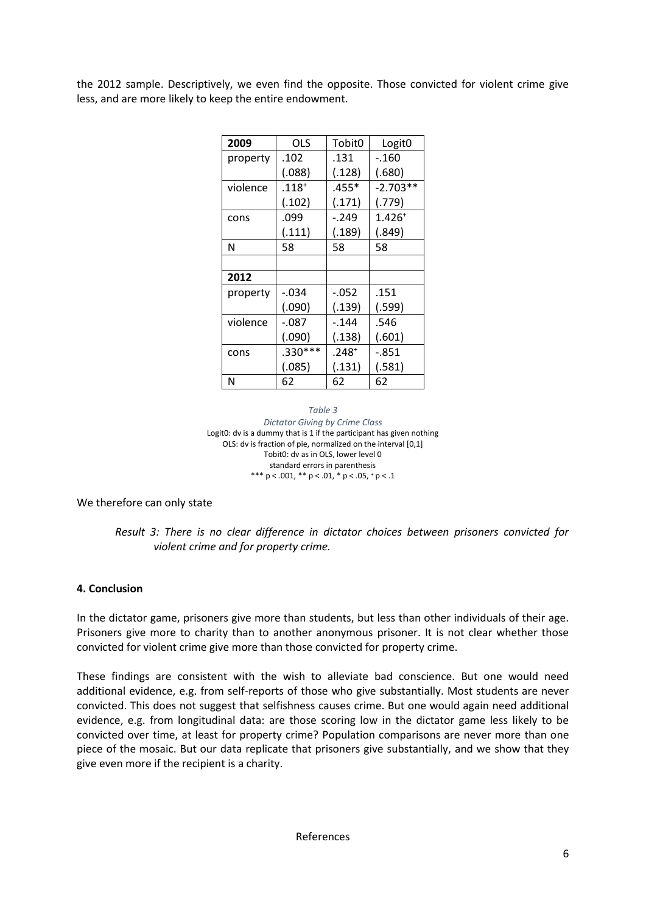the 2012 sample. Descriptively, we even find the opposite. Those convicted for violent crime give less, and are more likely to keep the entire endowment.

| 2009 | OLS | Tobit0 | Logit0 |
|---|---|---|---|
| property | .102 | .131 | -.160 |
| | (.088) | (.128) | (.680) |
| violence | $.118^{+}$ | .455* | -2.703** |
| | (.102) | (.171) | (.779) |
| cons | .099 | -.249 | $1.426^{+}$ |
| | (.111) | (.189) | (.849) |
| N | 58 | 58 | 58 |
| | | | |
| **2012** | | | |
| property | -.034 | -.052 | .151 |
| | (.090) | (.139) | (.599) |
| violence | -.087 | -.144 | .546 |
| | (.090) | (.138) | (.601) |
| cons | .330*** | $.248^{+}$ | -.851 |
| | (.085) | (.131) | (.581) |
| N | 62 | 62 | 62 |

*Table 3*

*Dictator Giving by Crime Class*

Logit0: dv is a dummy that is 1 if the participant has given nothing

OLS: dv is fraction of pie, normalized on the interval [0,1]

Tobit0: dv as in OLS, lower level 0

standard errors in parenthesis

*** $p < .001$, ** $p < .01$, * $p < .05$, $^{+}$ $p < .1$

We therefore can only state

*Result 3: There is no clear difference in dictator choices between prisoners convicted for violent crime and for property crime.*

## 4. Conclusion

In the dictator game, prisoners give more than students, but less than other individuals of their age. Prisoners give more to charity than to another anonymous prisoner. It is not clear whether those convicted for violent crime give more than those convicted for property crime.

These findings are consistent with the wish to alleviate bad conscience. But one would need additional evidence, e.g. from self-reports of those who give substantially. Most students are never convicted. This does not suggest that selfishness causes crime. But one would again need additional evidence, e.g. from longitudinal data: are those scoring low in the dictator game less likely to be convicted over time, at least for property crime? Population comparisons are never more than one piece of the mosaic. But our data replicate that prisoners give substantially, and we show that they give even more if the recipient is a charity.

References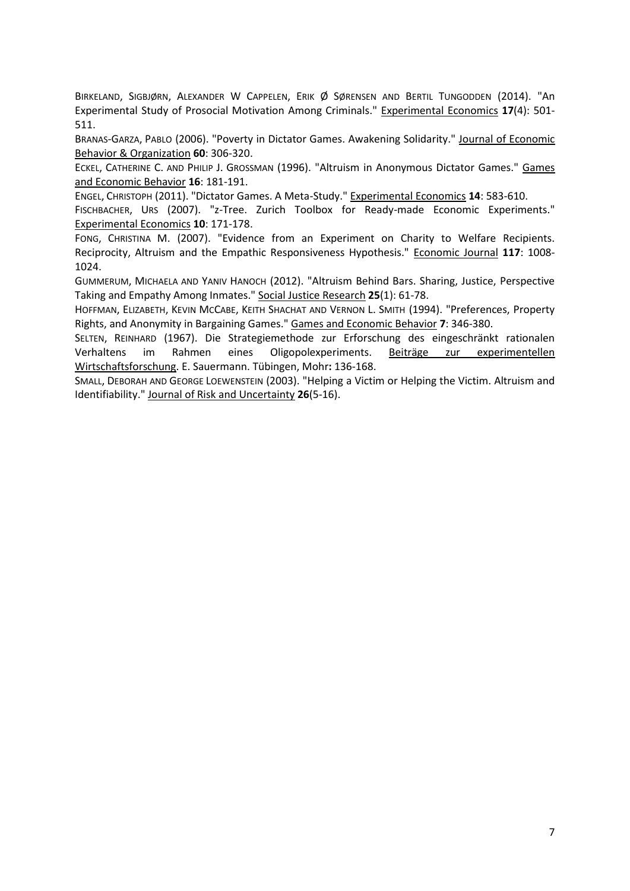BIRKELAND, SIGBJØRN, ALEXANDER W CAPPELEN, ERIK Ø SØRENSEN AND BERTIL TUNGODDEN (2014). "An Experimental Study of Prosocial Motivation Among Criminals." Experimental Economics **17**(4): 501-511.

BRANAS-GARZA, PABLO (2006). "Poverty in Dictator Games. Awakening Solidarity." Journal of Economic Behavior & Organization **60**: 306-320.

ECKEL, CATHERINE C. AND PHILIP J. GROSSMAN (1996). "Altruism in Anonymous Dictator Games." Games and Economic Behavior **16**: 181-191.

ENGEL, CHRISTOPH (2011). "Dictator Games. A Meta-Study." Experimental Economics **14**: 583-610.

FISCHBACHER, URS (2007). "z-Tree. Zurich Toolbox for Ready-made Economic Experiments." Experimental Economics **10**: 171-178.

FONG, CHRISTINA M. (2007). "Evidence from an Experiment on Charity to Welfare Recipients. Reciprocity, Altruism and the Empathic Responsiveness Hypothesis." Economic Journal **117**: 1008-1024.

GUMMERUM, MICHAELA AND YANIV HANOCH (2012). "Altruism Behind Bars. Sharing, Justice, Perspective Taking and Empathy Among Inmates." Social Justice Research **25**(1): 61-78.

HOFFMAN, ELIZABETH, KEVIN MCCABE, KEITH SHACHAT AND VERNON L. SMITH (1994). "Preferences, Property Rights, and Anonymity in Bargaining Games." Games and Economic Behavior **7**: 346-380.

SELTEN, REINHARD (1967). Die Strategiemethode zur Erforschung des eingeschränkt rationalen Verhaltens im Rahmen eines Oligopolexperiments. Beiträge zur experimentellen Wirtschaftsforschung. E. Sauermann. Tübingen, Mohr**:** 136-168.

SMALL, DEBORAH AND GEORGE LOEWENSTEIN (2003). "Helping a Victim or Helping the Victim. Altruism and Identifiability." Journal of Risk and Uncertainty **26**(5-16).